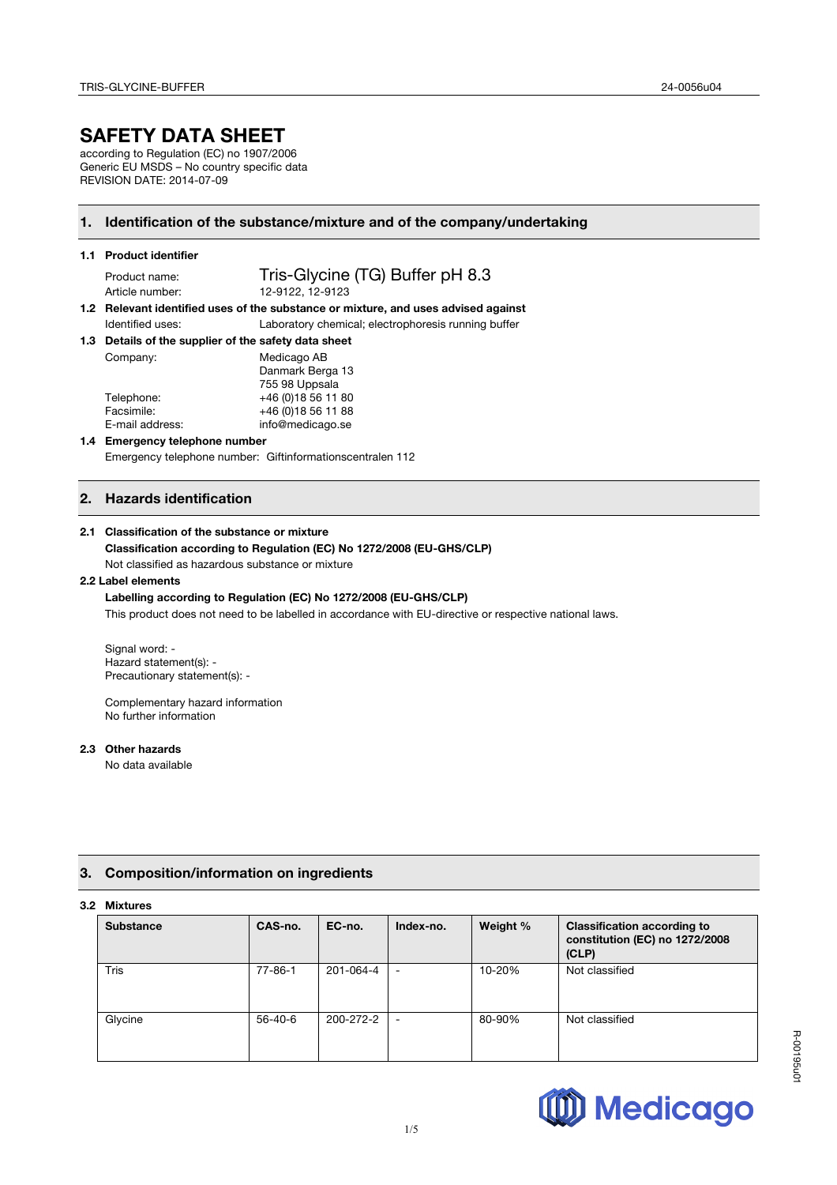# SAFETY DATA SHEET

according to Regulation (EC) no 1907/2006
Generic EU MSDS – No country specific data
REVISION DATE: 2014-07-09

## 1. Identification of the substance/mixture and of the company/undertaking

### 1.1 Product identifier

Product name: Tris-Glycine (TG) Buffer pH 8.3
Article number: 12-9122, 12-9123

### 1.2 Relevant identified uses of the substance or mixture, and uses advised against

Identified uses: Laboratory chemical; electrophoresis running buffer

### 1.3 Details of the supplier of the safety data sheet

Company: Medicago AB
Danmark Berga 13
755 98 Uppsala
Telephone: +46 (0)18 56 11 80
Facsimile: +46 (0)18 56 11 88
E-mail address: info@medicago.se

### 1.4 Emergency telephone number

Emergency telephone number: Giftinformationscentralen 112

## 2. Hazards identification

### 2.1 Classification of the substance or mixture

**Classification according to Regulation (EC) No 1272/2008 (EU-GHS/CLP)**

Not classified as hazardous substance or mixture

### 2.2 Label elements

**Labelling according to Regulation (EC) No 1272/2008 (EU-GHS/CLP)**

This product does not need to be labelled in accordance with EU-directive or respective national laws.

Signal word: -
Hazard statement(s): -
Precautionary statement(s): -

Complementary hazard information
No further information

### 2.3 Other hazards

No data available

## 3. Composition/information on ingredients

### 3.2 Mixtures

| Substance | CAS-no. | EC-no. | Index-no. | Weight % | Classification according to constitution (EC) no 1272/2008 (CLP) |
|---|---|---|---|---|---|
| Tris | 77-86-1 | 201-064-4 | - | 10-20% | Not classified |
| Glycine | 56-40-6 | 200-272-2 | - | 80-90% | Not classified |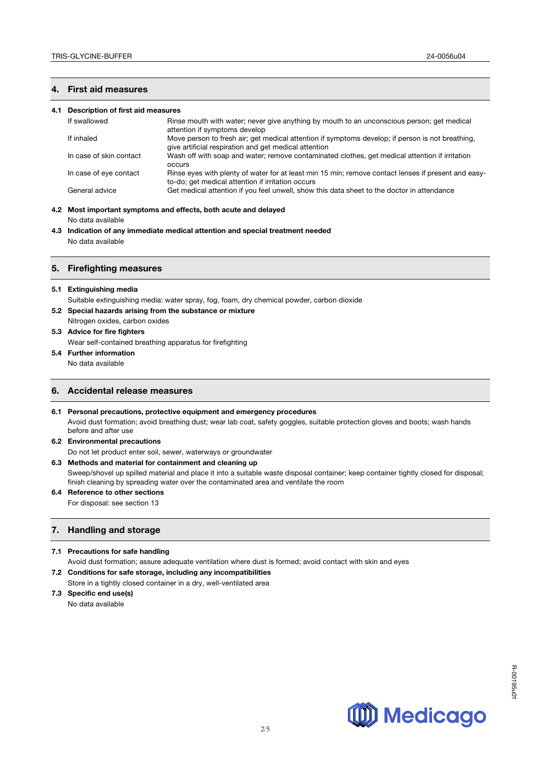## 4. First aid measures

### 4.1 Description of first aid measures

| | |
|---|---|
| If swallowed | Rinse mouth with water; never give anything by mouth to an unconscious person; get medical attention if symptoms develop |
| If inhaled | Move person to fresh air; get medical attention if symptoms develop; if person is not breathing, give artificial respiration and get medical attention |
| In case of skin contact | Wash off with soap and water; remove contaminated clothes, get medical attention if irritation occurs |
| In case of eye contact | Rinse eyes with plenty of water for at least min 15 min; remove contact lenses if present and easy-to-do; get medical attention if irritation occurs |
| General advice | Get medical attention if you feel unwell, show this data sheet to the doctor in attendance |

### 4.2 Most important symptoms and effects, both acute and delayed

No data available

### 4.3 Indication of any immediate medical attention and special treatment needed

No data available

## 5. Firefighting measures

### 5.1 Extinguishing media

Suitable extinguishing media: water spray, fog, foam, dry chemical powder, carbon dioxide

### 5.2 Special hazards arising from the substance or mixture

Nitrogen oxides, carbon oxides

### 5.3 Advice for fire fighters

Wear self-contained breathing apparatus for firefighting

### 5.4 Further information

No data available

## 6. Accidental release measures

### 6.1 Personal precautions, protective equipment and emergency procedures

Avoid dust formation; avoid breathing dust; wear lab coat, safety goggles, suitable protection gloves and boots; wash hands before and after use

### 6.2 Environmental precautions

Do not let product enter soil, sewer, waterways or groundwater

### 6.3 Methods and material for containment and cleaning up

Sweep/shovel up spilled material and place it into a suitable waste disposal container; keep container tightly closed for disposal; finish cleaning by spreading water over the contaminated area and ventilate the room

### 6.4 Reference to other sections

For disposal: see section 13

## 7. Handling and storage

### 7.1 Precautions for safe handling

Avoid dust formation; assure adequate ventilation where dust is formed; avoid contact with skin and eyes

### 7.2 Conditions for safe storage, including any incompatibilities

Store in a tightly closed container in a dry, well-ventilated area

### 7.3 Specific end use(s)

No data available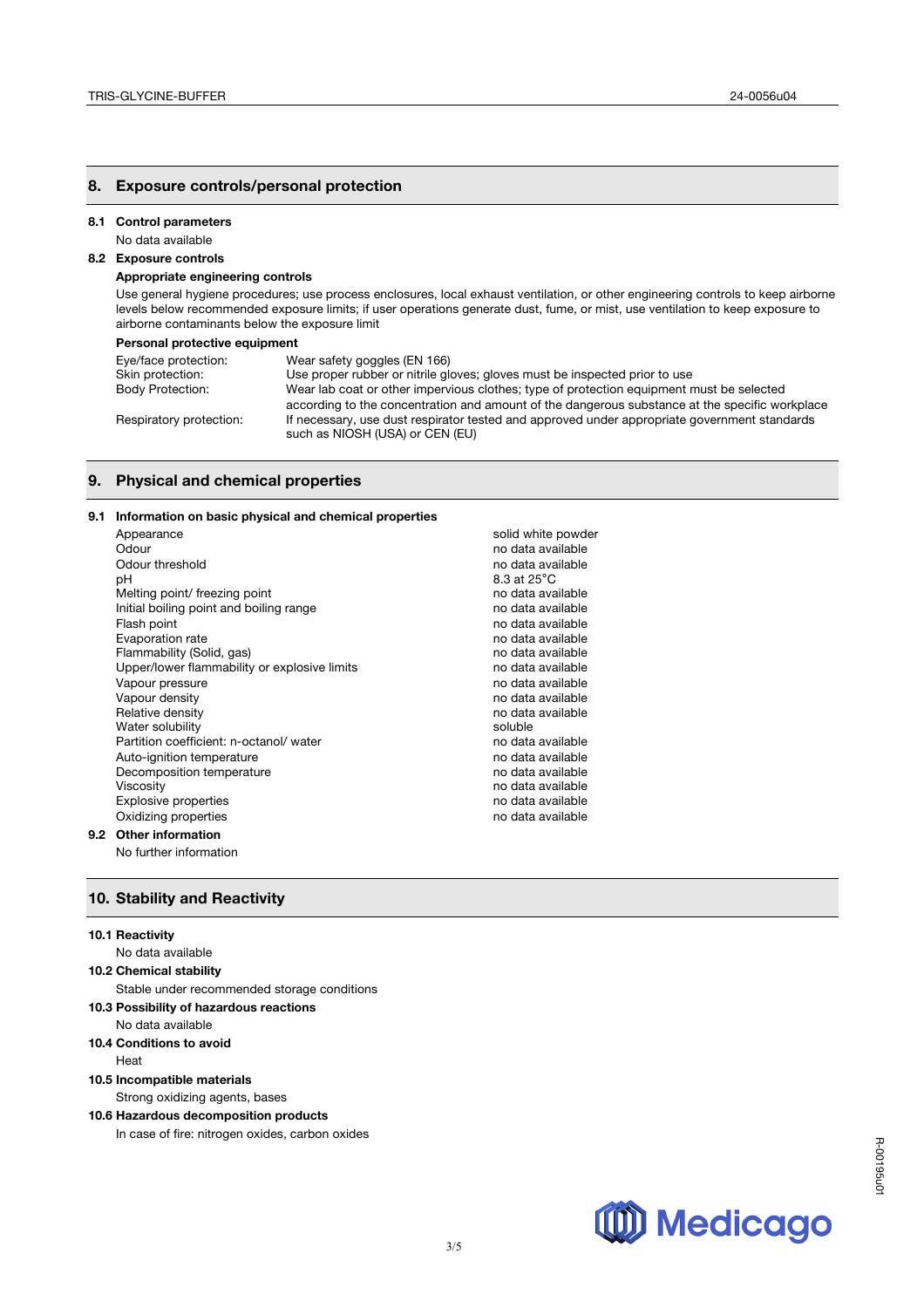## 8. Exposure controls/personal protection

### 8.1 Control parameters

No data available

### 8.2 Exposure controls

**Appropriate engineering controls**

Use general hygiene procedures; use process enclosures, local exhaust ventilation, or other engineering controls to keep airborne levels below recommended exposure limits; if user operations generate dust, fume, or mist, use ventilation to keep exposure to airborne contaminants below the exposure limit

**Personal protective equipment**

| | |
|---|---|
| Eye/face protection: | Wear safety goggles (EN 166) |
| Skin protection: | Use proper rubber or nitrile gloves; gloves must be inspected prior to use |
| Body Protection: | Wear lab coat or other impervious clothes; type of protection equipment must be selected according to the concentration and amount of the dangerous substance at the specific workplace |
| Respiratory protection: | If necessary, use dust respirator tested and approved under appropriate government standards such as NIOSH (USA) or CEN (EU) |

## 9. Physical and chemical properties

### 9.1 Information on basic physical and chemical properties

| | |
|---|---|
| Appearance | solid white powder |
| Odour | no data available |
| Odour threshold | no data available |
| pH | 8.3 at 25°C |
| Melting point/ freezing point | no data available |
| Initial boiling point and boiling range | no data available |
| Flash point | no data available |
| Evaporation rate | no data available |
| Flammability (Solid, gas) | no data available |
| Upper/lower flammability or explosive limits | no data available |
| Vapour pressure | no data available |
| Vapour density | no data available |
| Relative density | no data available |
| Water solubility | soluble |
| Partition coefficient: n-octanol/ water | no data available |
| Auto-ignition temperature | no data available |
| Decomposition temperature | no data available |
| Viscosity | no data available |
| Explosive properties | no data available |
| Oxidizing properties | no data available |

### 9.2 Other information

No further information

## 10. Stability and Reactivity

### 10.1 Reactivity

No data available

### 10.2 Chemical stability

Stable under recommended storage conditions

### 10.3 Possibility of hazardous reactions

No data available

### 10.4 Conditions to avoid

Heat

### 10.5 Incompatible materials

Strong oxidizing agents, bases

### 10.6 Hazardous decomposition products

In case of fire: nitrogen oxides, carbon oxides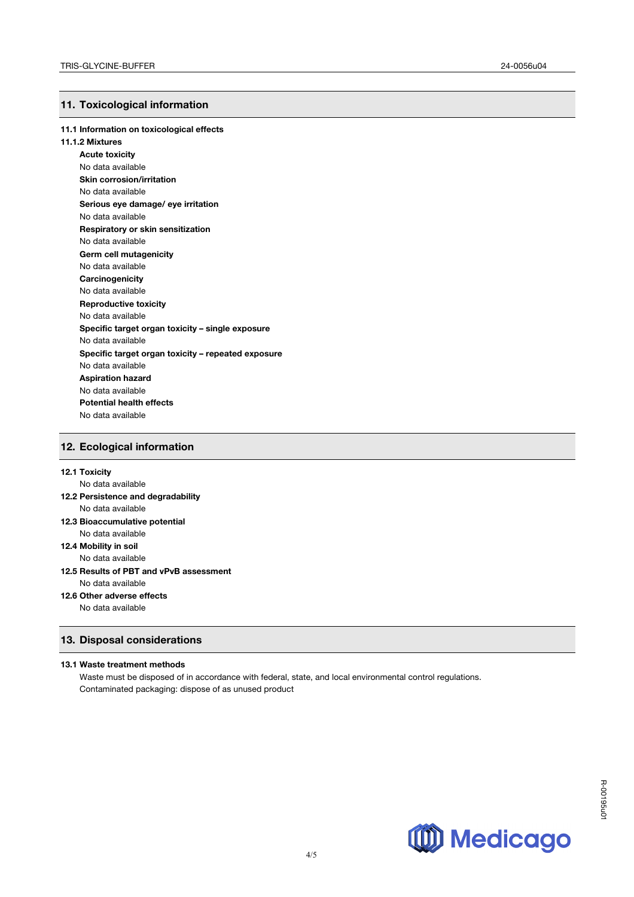## 11. Toxicological information

### 11.1 Information on toxicological effects

### 11.1.2 Mixtures

**Acute toxicity**
No data available

**Skin corrosion/irritation**
No data available

**Serious eye damage/ eye irritation**
No data available

**Respiratory or skin sensitization**
No data available

**Germ cell mutagenicity**
No data available

**Carcinogenicity**
No data available

**Reproductive toxicity**
No data available

**Specific target organ toxicity – single exposure**
No data available

**Specific target organ toxicity – repeated exposure**
No data available

**Aspiration hazard**
No data available

**Potential health effects**
No data available

## 12. Ecological information

### 12.1 Toxicity
No data available

### 12.2 Persistence and degradability
No data available

### 12.3 Bioaccumulative potential
No data available

### 12.4 Mobility in soil
No data available

### 12.5 Results of PBT and vPvB assessment
No data available

### 12.6 Other adverse effects
No data available

## 13. Disposal considerations

### 13.1 Waste treatment methods
Waste must be disposed of in accordance with federal, state, and local environmental control regulations.
Contaminated packaging: dispose of as unused product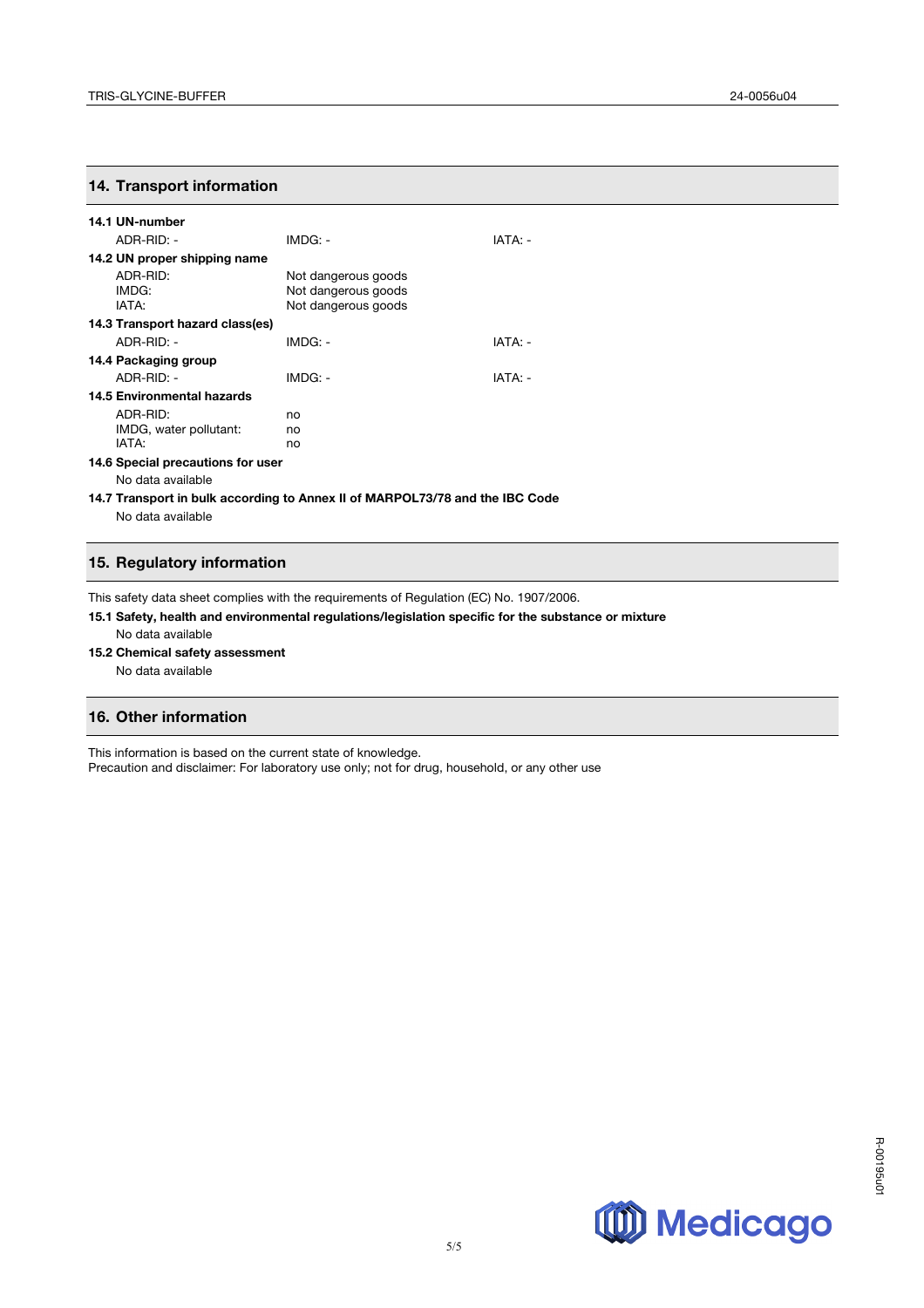## 14. Transport information

**14.1 UN-number**

| | | |
|---|---|---|
| ADR-RID: - | IMDG: - | IATA: - |

**14.2 UN proper shipping name**

| | |
|---|---|
| ADR-RID: | Not dangerous goods |
| IMDG: | Not dangerous goods |
| IATA: | Not dangerous goods |

**14.3 Transport hazard class(es)**

| | | |
|---|---|---|
| ADR-RID: - | IMDG: - | IATA: - |

**14.4 Packaging group**

| | | |
|---|---|---|
| ADR-RID: - | IMDG: - | IATA: - |

**14.5 Environmental hazards**

| | |
|---|---|
| ADR-RID: | no |
| IMDG, water pollutant: | no |
| IATA: | no |

**14.6 Special precautions for user**

No data available

**14.7 Transport in bulk according to Annex II of MARPOL73/78 and the IBC Code**

No data available

## 15. Regulatory information

This safety data sheet complies with the requirements of Regulation (EC) No. 1907/2006.

**15.1 Safety, health and environmental regulations/legislation specific for the substance or mixture**

No data available

**15.2 Chemical safety assessment**

No data available

## 16. Other information

This information is based on the current state of knowledge.
Precaution and disclaimer: For laboratory use only; not for drug, household, or any other use